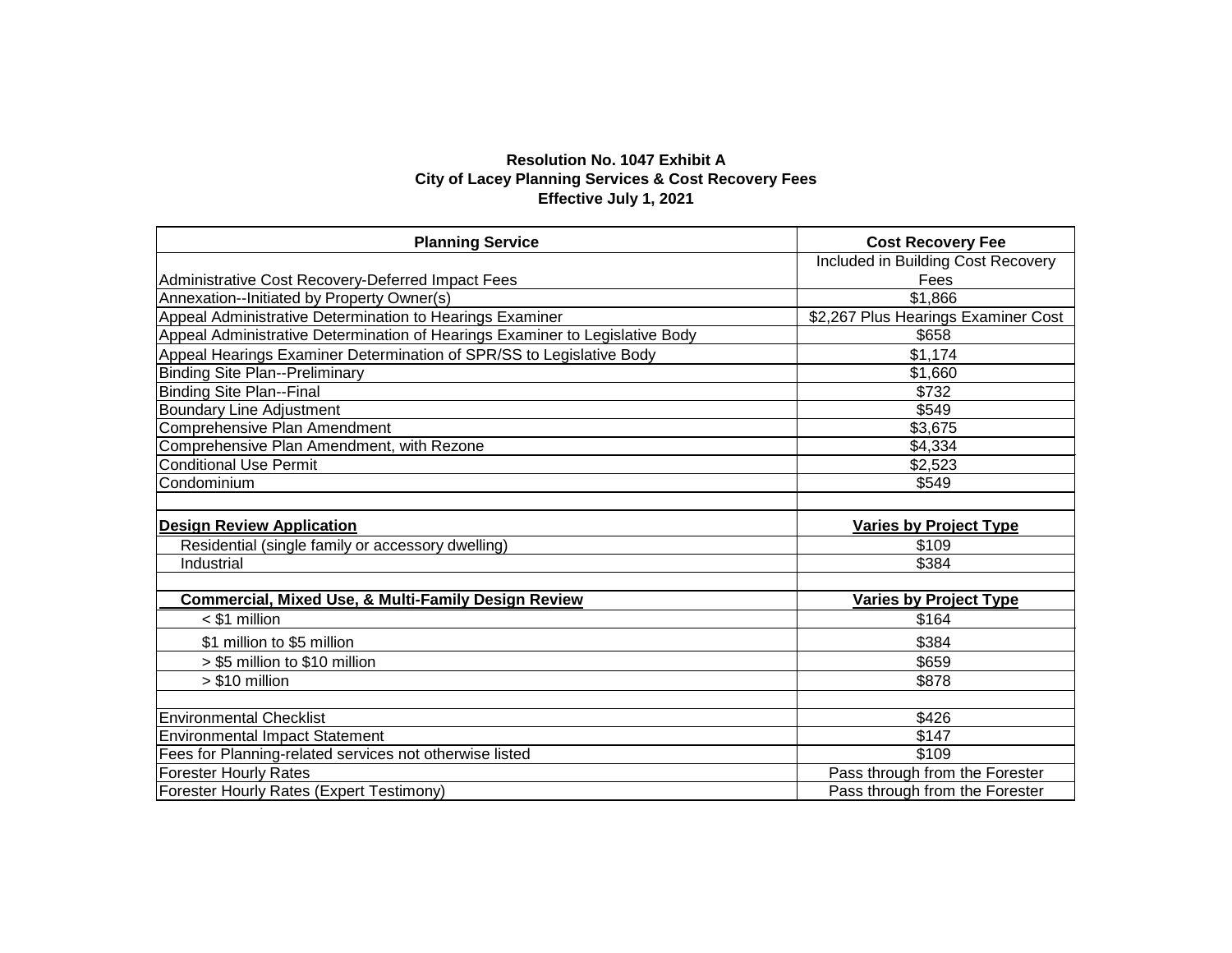**Resolution No. 1047 Exhibit A**
**City of Lacey Planning Services & Cost Recovery Fees**
**Effective July 1, 2021**

| **Planning Service** | **Cost Recovery Fee** |
|---|---|
| Administrative Cost Recovery-Deferred Impact Fees | Included in Building Cost Recovery Fees |
| Annexation--Initiated by Property Owner(s) | $1,866 |
| Appeal Administrative Determination to Hearings Examiner | $2,267 Plus Hearings Examiner Cost |
| Appeal Administrative Determination of Hearings Examiner to Legislative Body | $658 |
| Appeal Hearings Examiner Determination of SPR/SS to Legislative Body | $1,174 |
| Binding Site Plan--Preliminary | $1,660 |
| Binding Site Plan--Final | $732 |
| Boundary Line Adjustment | $549 |
| Comprehensive Plan Amendment | $3,675 |
| Comprehensive Plan Amendment, with Rezone | $4,334 |
| Conditional Use Permit | $2,523 |
| Condominium | $549 |
| | |
| **Design Review Application** | **Varies by Project Type** |
| Residential (single family or accessory dwelling) | $109 |
| Industrial | $384 |
| | |
| **Commercial, Mixed Use, & Multi-Family Design Review** | **Varies by Project Type** |
| < $1 million | $164 |
| $1 million to $5 million | $384 |
| > $5 million to $10 million | $659 |
| > $10 million | $878 |
| | |
| Environmental Checklist | $426 |
| Environmental Impact Statement | $147 |
| Fees for Planning-related services not otherwise listed | $109 |
| Forester Hourly Rates | Pass through from the Forester |
| Forester Hourly Rates (Expert Testimony) | Pass through from the Forester |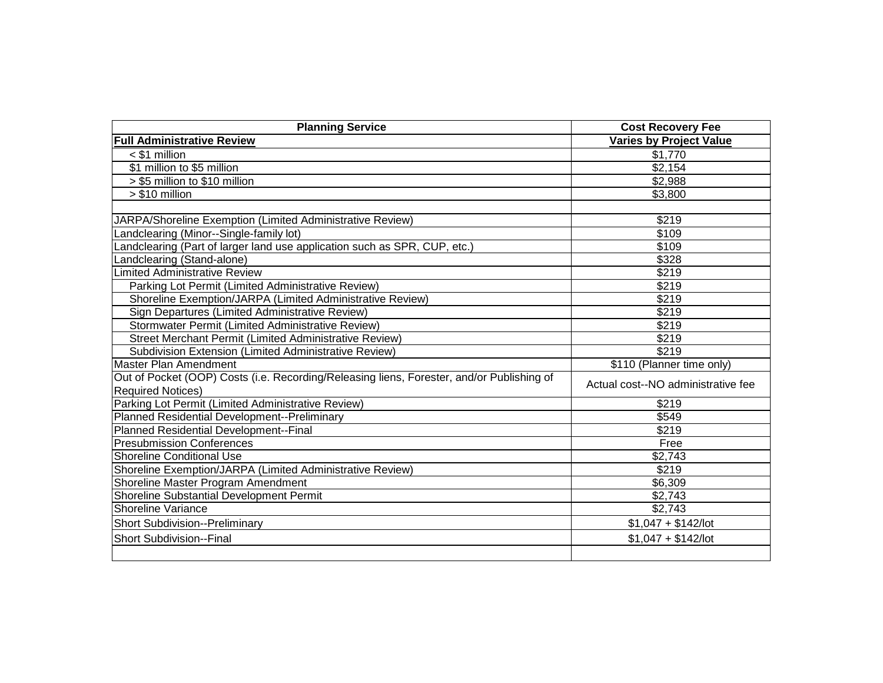| Planning Service | Cost Recovery Fee |
| --- | --- |
| **Full Administrative Review** | **Varies by Project Value** |
| < $1 million | $1,770 |
| $1 million to $5 million | $2,154 |
| > $5 million to $10 million | $2,988 |
| > $10 million | $3,800 |
| | |
| JARPA/Shoreline Exemption (Limited Administrative Review) | $219 |
| Landclearing (Minor--Single-family lot) | $109 |
| Landclearing (Part of larger land use application such as SPR, CUP, etc.) | $109 |
| Landclearing (Stand-alone) | $328 |
| Limited Administrative Review | $219 |
| Parking Lot Permit (Limited Administrative Review) | $219 |
| Shoreline Exemption/JARPA (Limited Administrative Review) | $219 |
| Sign Departures (Limited Administrative Review) | $219 |
| Stormwater Permit (Limited Administrative Review) | $219 |
| Street Merchant Permit (Limited Administrative Review) | $219 |
| Subdivision Extension (Limited Administrative Review) | $219 |
| Master Plan Amendment | $110 (Planner time only) |
| Out of Pocket (OOP) Costs (i.e. Recording/Releasing liens, Forester, and/or Publishing of Required Notices) | Actual cost--NO administrative fee |
| Parking Lot Permit (Limited Administrative Review) | $219 |
| Planned Residential Development--Preliminary | $549 |
| Planned Residential Development--Final | $219 |
| Presubmission Conferences | Free |
| Shoreline Conditional Use | $2,743 |
| Shoreline Exemption/JARPA (Limited Administrative Review) | $219 |
| Shoreline Master Program Amendment | $6,309 |
| Shoreline Substantial Development Permit | $2,743 |
| Shoreline Variance | $2,743 |
| Short Subdivision--Preliminary | $1,047 + $142/lot |
| Short Subdivision--Final | $1,047 + $142/lot |
| | |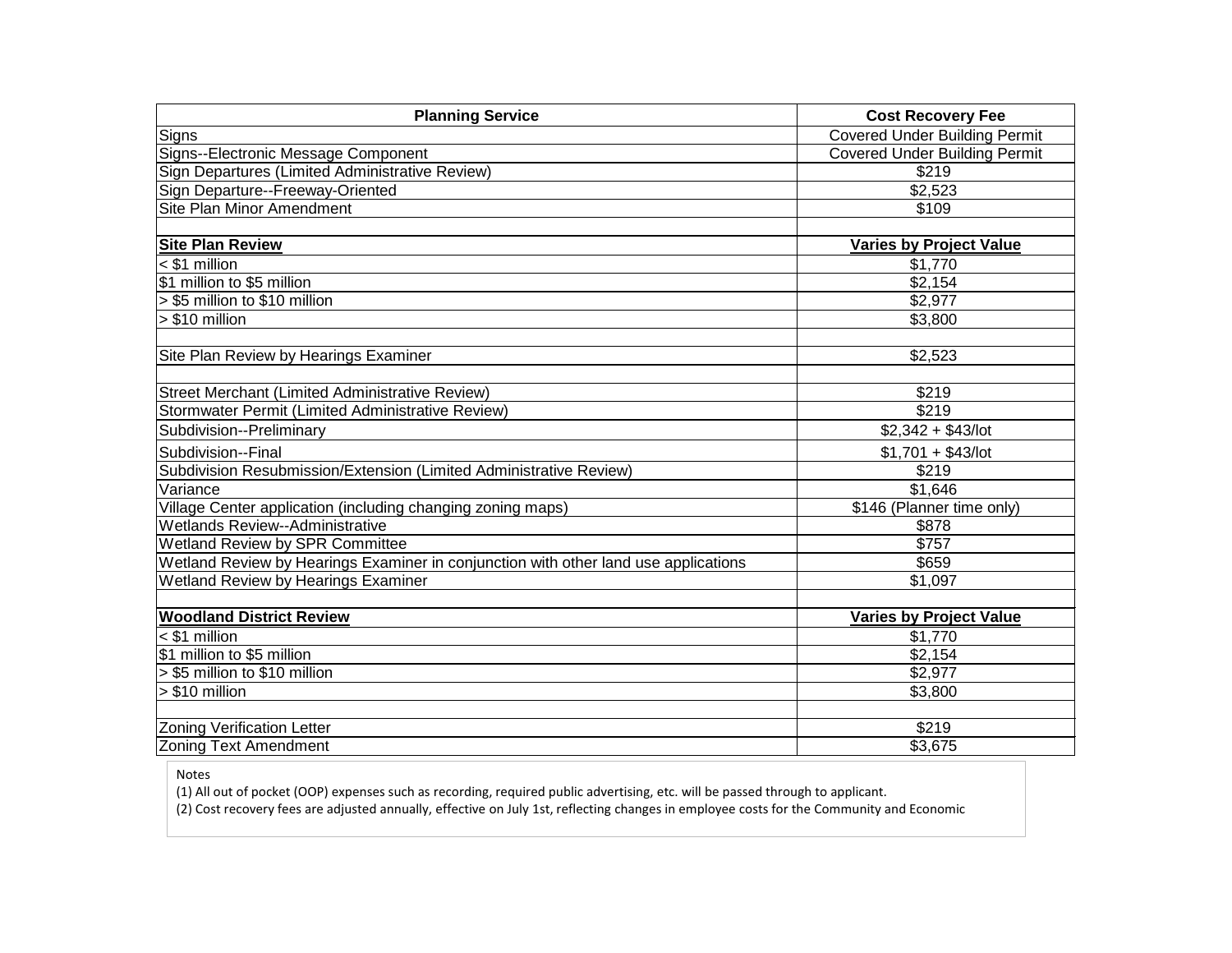| Planning Service | Cost Recovery Fee |
|---|---|
| Signs | Covered Under Building Permit |
| Signs--Electronic Message Component | Covered Under Building Permit |
| Sign Departures (Limited Administrative Review) | $219 |
| Sign Departure--Freeway-Oriented | $2,523 |
| Site Plan Minor Amendment | $109 |
| | |
| **Site Plan Review** | **Varies by Project Value** |
| < $1 million | $1,770 |
| $1 million to $5 million | $2,154 |
| > $5 million to $10 million | $2,977 |
| > $10 million | $3,800 |
| | |
| Site Plan Review by Hearings Examiner | $2,523 |
| | |
| Street Merchant (Limited Administrative Review) | $219 |
| Stormwater Permit (Limited Administrative Review) | $219 |
| Subdivision--Preliminary | $2,342 + $43/lot |
| Subdivision--Final | $1,701 + $43/lot |
| Subdivision Resubmission/Extension (Limited Administrative Review) | $219 |
| Variance | $1,646 |
| Village Center application (including changing zoning maps) | $146 (Planner time only) |
| Wetlands Review--Administrative | $878 |
| Wetland Review by SPR Committee | $757 |
| Wetland Review by Hearings Examiner in conjunction with other land use applications | $659 |
| Wetland Review by Hearings Examiner | $1,097 |
| | |
| **Woodland District Review** | **Varies by Project Value** |
| < $1 million | $1,770 |
| $1 million to $5 million | $2,154 |
| > $5 million to $10 million | $2,977 |
| > $10 million | $3,800 |
| | |
| Zoning Verification Letter | $219 |
| Zoning Text Amendment | $3,675 |

Notes

(1) All out of pocket (OOP) expenses such as recording, required public advertising, etc. will be passed through to applicant.

(2) Cost recovery fees are adjusted annually, effective on July 1st, reflecting changes in employee costs for the Community and Economic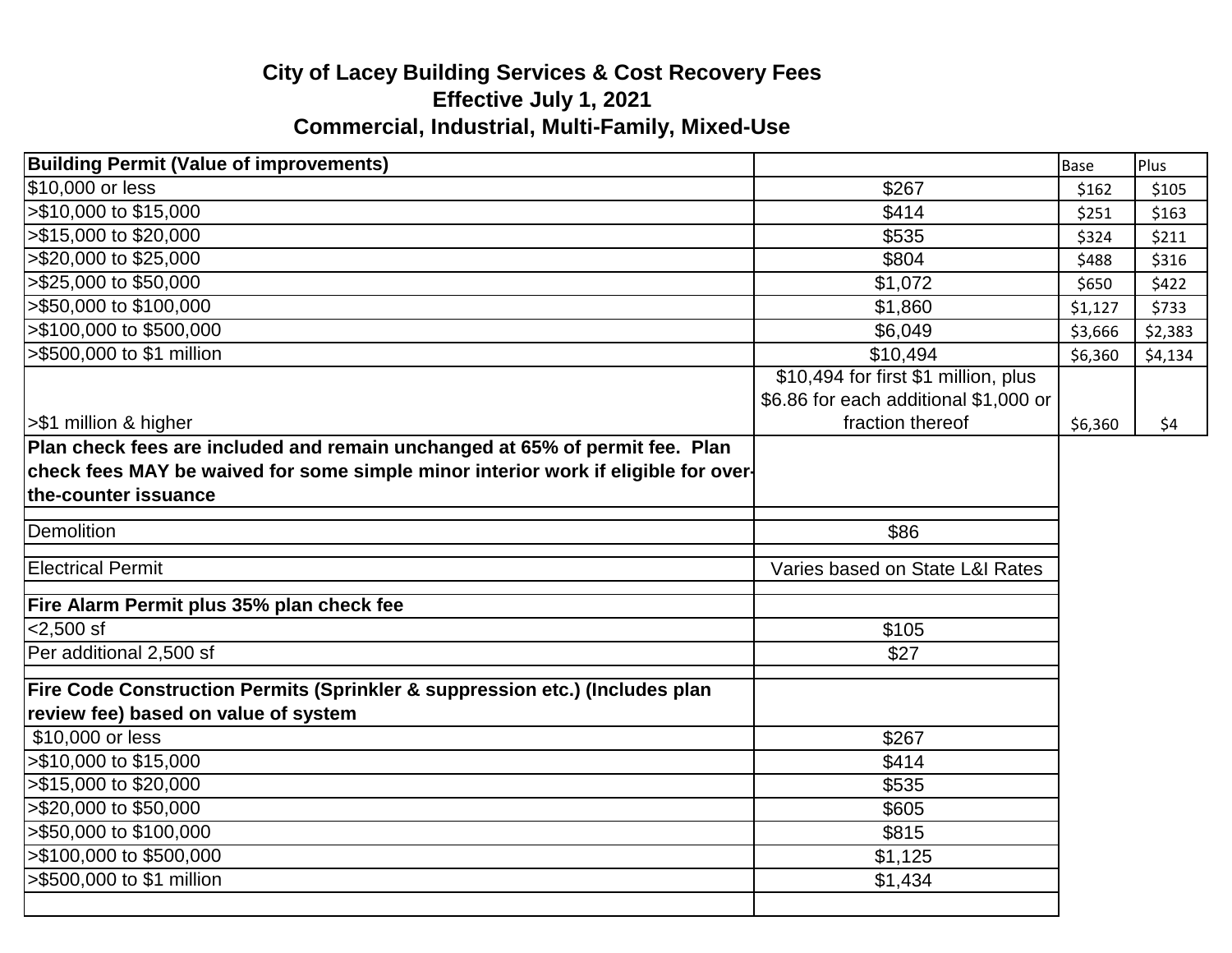# City of Lacey Building Services & Cost Recovery Fees
## Effective July 1, 2021
## Commercial, Industrial, Multi-Family, Mixed-Use

| **Building Permit (Value of improvements)** | | Base | Plus |
|---|---|---|---|
| $10,000 or less | $267 | $162 | $105 |
| >$10,000 to $15,000 | $414 | $251 | $163 |
| >$15,000 to $20,000 | $535 | $324 | $211 |
| >$20,000 to $25,000 | $804 | $488 | $316 |
| >$25,000 to $50,000 | $1,072 | $650 | $422 |
| >$50,000 to $100,000 | $1,860 | $1,127 | $733 |
| >$100,000 to $500,000 | $6,049 | $3,666 | $2,383 |
| >$500,000 to $1 million | $10,494 | $6,360 | $4,134 |
| >$1 million & higher | $10,494 for first $1 million, plus $6.86 for each additional $1,000 or fraction thereof | $6,360 | $4 |
| **Plan check fees are included and remain unchanged at 65% of permit fee. Plan check fees MAY be waived for some simple minor interior work if eligible for over-the-counter issuance** | | | |
| | | | |
| Demolition | $86 | | |
| | | | |
| Electrical Permit | Varies based on State L&I Rates | | |
| | | | |
| **Fire Alarm Permit plus 35% plan check fee** | | | |
| <2,500 sf | $105 | | |
| Per additional 2,500 sf | $27 | | |
| | | | |
| **Fire Code Construction Permits (Sprinkler & suppression etc.) (Includes plan review fee) based on value of system** | | | |
| $10,000 or less | $267 | | |
| >$10,000 to $15,000 | $414 | | |
| >$15,000 to $20,000 | $535 | | |
| >$20,000 to $50,000 | $605 | | |
| >$50,000 to $100,000 | $815 | | |
| >$100,000 to $500,000 | $1,125 | | |
| >$500,000 to $1 million | $1,434 | | |
| | | | |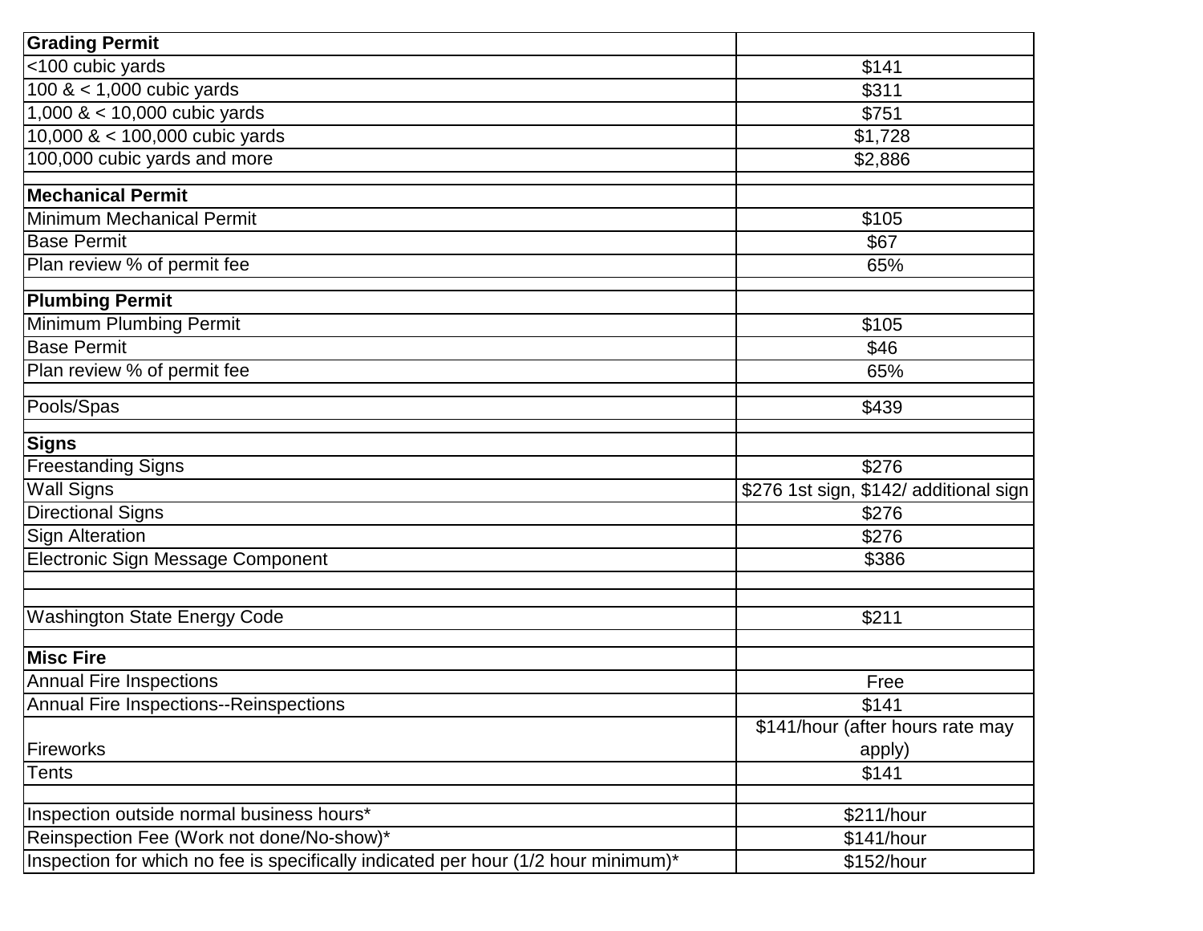| **Grading Permit** | |
|---|---|
| <100 cubic yards | $141 |
| 100 & < 1,000 cubic yards | $311 |
| 1,000 & < 10,000 cubic yards | $751 |
| 10,000 & < 100,000 cubic yards | $1,728 |
| 100,000 cubic yards and more | $2,886 |
| | |
| **Mechanical Permit** | |
| Minimum Mechanical Permit | $105 |
| Base Permit | $67 |
| Plan review % of permit fee | 65% |
| | |
| **Plumbing Permit** | |
| Minimum Plumbing Permit | $105 |
| Base Permit | $46 |
| Plan review % of permit fee | 65% |
| | |
| Pools/Spas | $439 |
| | |
| **Signs** | |
| Freestanding Signs | $276 |
| Wall Signs | $276 1st sign, $142/ additional sign |
| Directional Signs | $276 |
| Sign Alteration | $276 |
| Electronic Sign Message Component | $386 |
| | |
| | |
| Washington State Energy Code | $211 |
| | |
| **Misc Fire** | |
| Annual Fire Inspections | Free |
| Annual Fire Inspections--Reinspections | $141 |
| Fireworks | $141/hour (after hours rate may apply) |
| Tents | $141 |
| | |
| Inspection outside normal business hours* | $211/hour |
| Reinspection Fee (Work not done/No-show)* | $141/hour |
| Inspection for which no fee is specifically indicated per hour (1/2 hour minimum)* | $152/hour |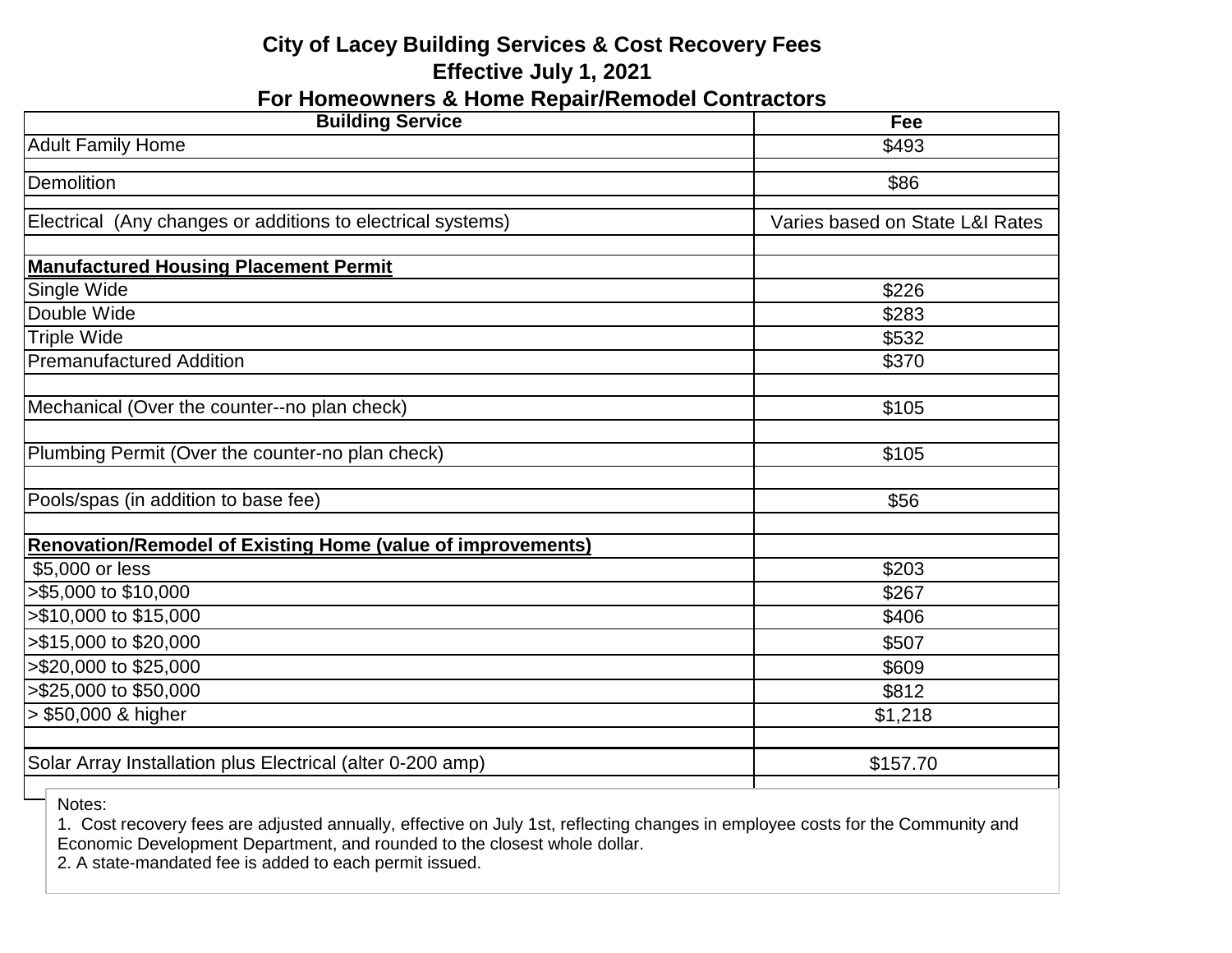# City of Lacey Building Services & Cost Recovery Fees
## Effective July 1, 2021
## For Homeowners & Home Repair/Remodel Contractors

| Building Service | Fee |
|---|---|
| Adult Family Home | $493 |
| | |
| Demolition | $86 |
| | |
| Electrical (Any changes or additions to electrical systems) | Varies based on State L&I Rates |
| | |
| **Manufactured Housing Placement Permit** | |
| Single Wide | $226 |
| Double Wide | $283 |
| Triple Wide | $532 |
| Premanufactured Addition | $370 |
| | |
| Mechanical (Over the counter--no plan check) | $105 |
| | |
| Plumbing Permit (Over the counter-no plan check) | $105 |
| | |
| Pools/spas (in addition to base fee) | $56 |
| | |
| **Renovation/Remodel of Existing Home (value of improvements)** | |
| $5,000 or less | $203 |
| >$5,000 to $10,000 | $267 |
| >$10,000 to $15,000 | $406 |
| >$15,000 to $20,000 | $507 |
| >$20,000 to $25,000 | $609 |
| >$25,000 to $50,000 | $812 |
| > $50,000 & higher | $1,218 |
| | |
| Solar Array Installation plus Electrical (alter 0-200 amp) | $157.70 |

Notes:

1. Cost recovery fees are adjusted annually, effective on July 1st, reflecting changes in employee costs for the Community and Economic Development Department, and rounded to the closest whole dollar.
2. A state-mandated fee is added to each permit issued.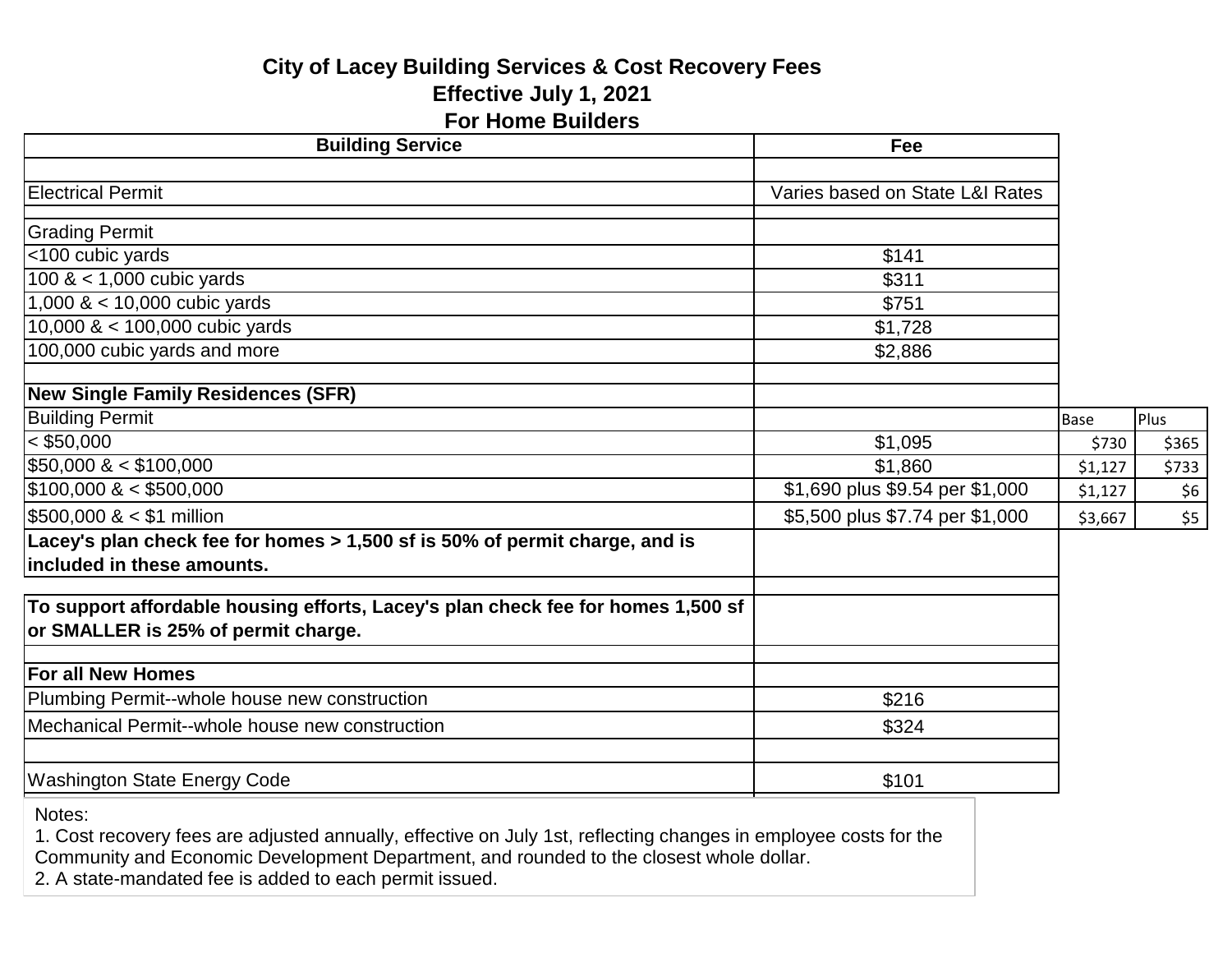# City of Lacey Building Services & Cost Recovery Fees
## Effective July 1, 2021
## For Home Builders

| Building Service | Fee | | |
|---|---|---|---|
| | | | |
| Electrical Permit | Varies based on State L&I Rates | | |
| | | | |
| Grading Permit | | | |
| <100 cubic yards | $141 | | |
| 100 & < 1,000 cubic yards | $311 | | |
| 1,000 & < 10,000 cubic yards | $751 | | |
| 10,000 & < 100,000 cubic yards | $1,728 | | |
| 100,000 cubic yards and more | $2,886 | | |
| | | | |
| **New Single Family Residences (SFR)** | | | |
| Building Permit | | Base | Plus |
| < $50,000 | $1,095 | $730 | $365 |
| $50,000 & < $100,000 | $1,860 | $1,127 | $733 |
| $100,000 & < $500,000 | $1,690 plus $9.54 per $1,000 | $1,127 | $6 |
| $500,000 & < $1 million | $5,500 plus $7.74 per $1,000 | $3,667 | $5 |
| **Lacey's plan check fee for homes > 1,500 sf is 50% of permit charge, and is included in these amounts.** | | | |
| | | | |
| **To support affordable housing efforts, Lacey's plan check fee for homes 1,500 sf or SMALLER is 25% of permit charge.** | | | |
| | | | |
| **For all New Homes** | | | |
| Plumbing Permit--whole house new construction | $216 | | |
| Mechanical Permit--whole house new construction | $324 | | |
| | | | |
| Washington State Energy Code | $101 | | |

Notes:
1. Cost recovery fees are adjusted annually, effective on July 1st, reflecting changes in employee costs for the Community and Economic Development Department, and rounded to the closest whole dollar.
2. A state-mandated fee is added to each permit issued.